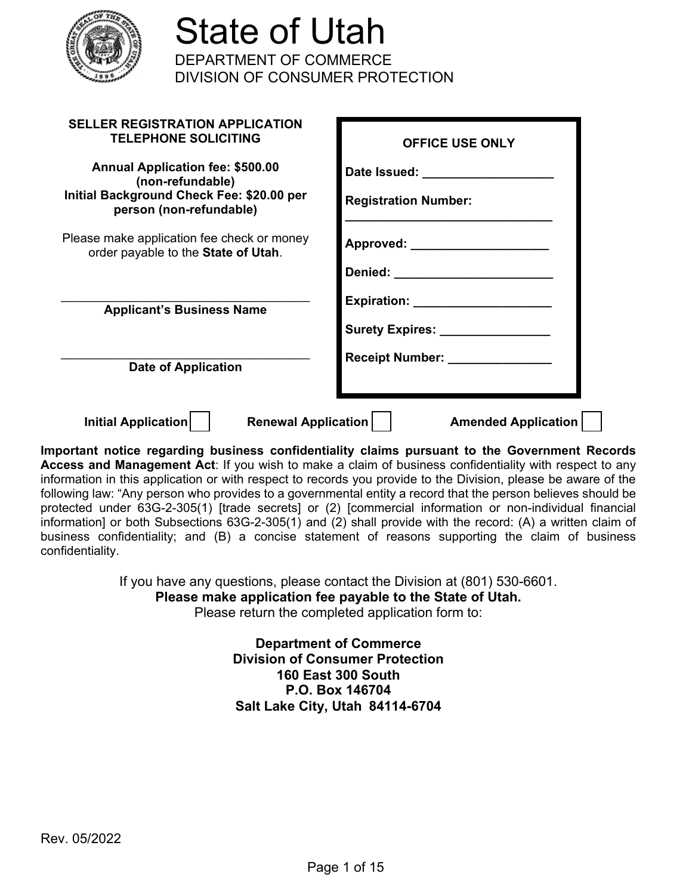# State of Utah

DEPARTMENT OF COMMERCE
DIVISION OF CONSUMER PROTECTION

**SELLER REGISTRATION APPLICATION**
**TELEPHONE SOLICITING**

**Annual Application fee: $500.00 (non-refundable)**
**Initial Background Check Fee: $20.00 per person (non-refundable)**

Please make application fee check or money order payable to the **State of Utah**.

\_\_\_\_\_\_\_\_\_\_\_\_\_\_\_\_\_\_\_\_\_\_\_\_\_\_\_\_\_\_\_\_\_\_\_\_
**Applicant's Business Name**

\_\_\_\_\_\_\_\_\_\_\_\_\_\_\_\_\_\_\_\_\_\_\_\_\_\_\_\_\_\_\_\_\_\_\_\_
**Date of Application**

| **OFFICE USE ONLY** |
|---|
| **Date Issued:** \_\_\_\_\_\_\_\_\_\_\_\_\_\_\_\_\_\_ |
| **Registration Number:** \_\_\_\_\_\_\_\_\_\_\_\_\_\_\_\_\_\_\_\_\_\_\_\_\_\_\_\_ |
| **Approved:** \_\_\_\_\_\_\_\_\_\_\_\_\_\_\_\_\_\_\_ |
| **Denied:** \_\_\_\_\_\_\_\_\_\_\_\_\_\_\_\_\_\_\_\_\_\_ |
| **Expiration:** \_\_\_\_\_\_\_\_\_\_\_\_\_\_\_\_\_\_\_ |
| **Surety Expires:** \_\_\_\_\_\_\_\_\_\_\_\_\_\_\_ |
| **Receipt Number:** \_\_\_\_\_\_\_\_\_\_\_\_\_\_ |

**Initial Application** ☐ **Renewal Application** ☐ **Amended Application** ☐

**Important notice regarding business confidentiality claims pursuant to the Government Records Access and Management Act**: If you wish to make a claim of business confidentiality with respect to any information in this application or with respect to records you provide to the Division, please be aware of the following law: "Any person who provides to a governmental entity a record that the person believes should be protected under 63G-2-305(1) [trade secrets] or (2) [commercial information or non-individual financial information] or both Subsections 63G-2-305(1) and (2) shall provide with the record: (A) a written claim of business confidentiality; and (B) a concise statement of reasons supporting the claim of business confidentiality.

If you have any questions, please contact the Division at (801) 530-6601.
**Please make application fee payable to the State of Utah.**
Please return the completed application form to:

**Department of Commerce**
**Division of Consumer Protection**
**160 East 300 South**
**P.O. Box 146704**
**Salt Lake City, Utah 84114-6704**

Rev. 05/2022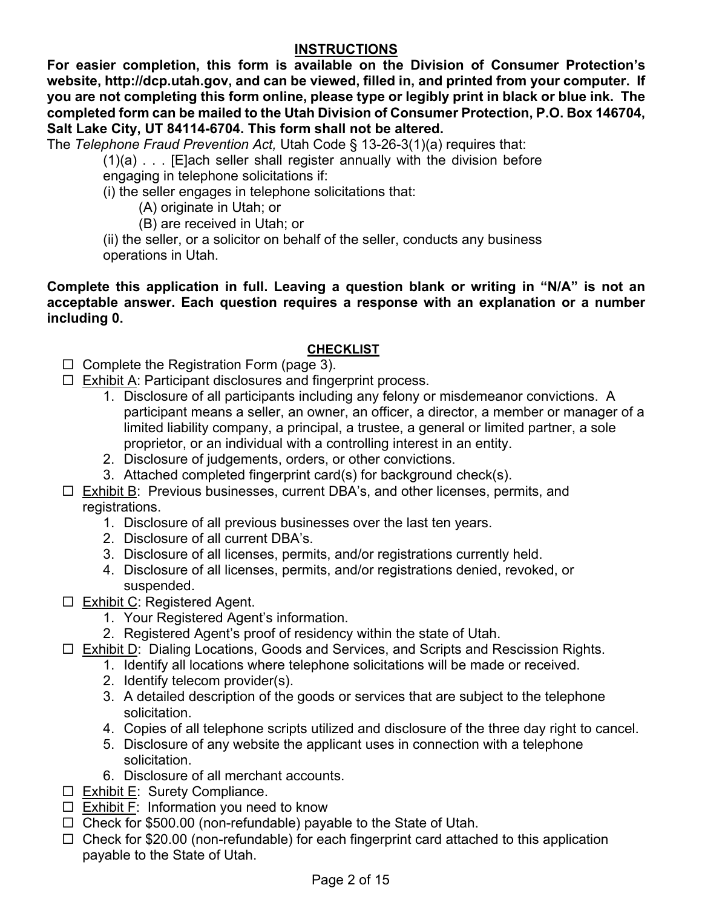## INSTRUCTIONS

**For easier completion, this form is available on the Division of Consumer Protection's website, http://dcp.utah.gov, and can be viewed, filled in, and printed from your computer. If you are not completing this form online, please type or legibly print in black or blue ink. The completed form can be mailed to the Utah Division of Consumer Protection, P.O. Box 146704, Salt Lake City, UT 84114-6704. This form shall not be altered.**

The *Telephone Fraud Prevention Act,* Utah Code § 13-26-3(1)(a) requires that:

> (1)(a) . . . [E]ach seller shall register annually with the division before engaging in telephone solicitations if:
>
> (i) the seller engages in telephone solicitations that:
>
> (A) originate in Utah; or
>
> (B) are received in Utah; or
>
> (ii) the seller, or a solicitor on behalf of the seller, conducts any business operations in Utah.

**Complete this application in full. Leaving a question blank or writing in "N/A" is not an acceptable answer. Each question requires a response with an explanation or a number including 0.**

## CHECKLIST

- ☐ Complete the Registration Form (page 3).
- ☐ Exhibit A: Participant disclosures and fingerprint process.
  1. Disclosure of all participants including any felony or misdemeanor convictions. A participant means a seller, an owner, an officer, a director, a member or manager of a limited liability company, a principal, a trustee, a general or limited partner, a sole proprietor, or an individual with a controlling interest in an entity.
  2. Disclosure of judgements, orders, or other convictions.
  3. Attached completed fingerprint card(s) for background check(s).
- ☐ Exhibit B: Previous businesses, current DBA's, and other licenses, permits, and registrations.
  1. Disclosure of all previous businesses over the last ten years.
  2. Disclosure of all current DBA's.
  3. Disclosure of all licenses, permits, and/or registrations currently held.
  4. Disclosure of all licenses, permits, and/or registrations denied, revoked, or suspended.
- ☐ Exhibit C: Registered Agent.
  1. Your Registered Agent's information.
  2. Registered Agent's proof of residency within the state of Utah.
- ☐ Exhibit D: Dialing Locations, Goods and Services, and Scripts and Rescission Rights.
  1. Identify all locations where telephone solicitations will be made or received.
  2. Identify telecom provider(s).
  3. A detailed description of the goods or services that are subject to the telephone solicitation.
  4. Copies of all telephone scripts utilized and disclosure of the three day right to cancel.
  5. Disclosure of any website the applicant uses in connection with a telephone solicitation.
  6. Disclosure of all merchant accounts.
- ☐ Exhibit E: Surety Compliance.
- ☐ Exhibit F: Information you need to know
- ☐ Check for $500.00 (non-refundable) payable to the State of Utah.
- ☐ Check for $20.00 (non-refundable) for each fingerprint card attached to this application payable to the State of Utah.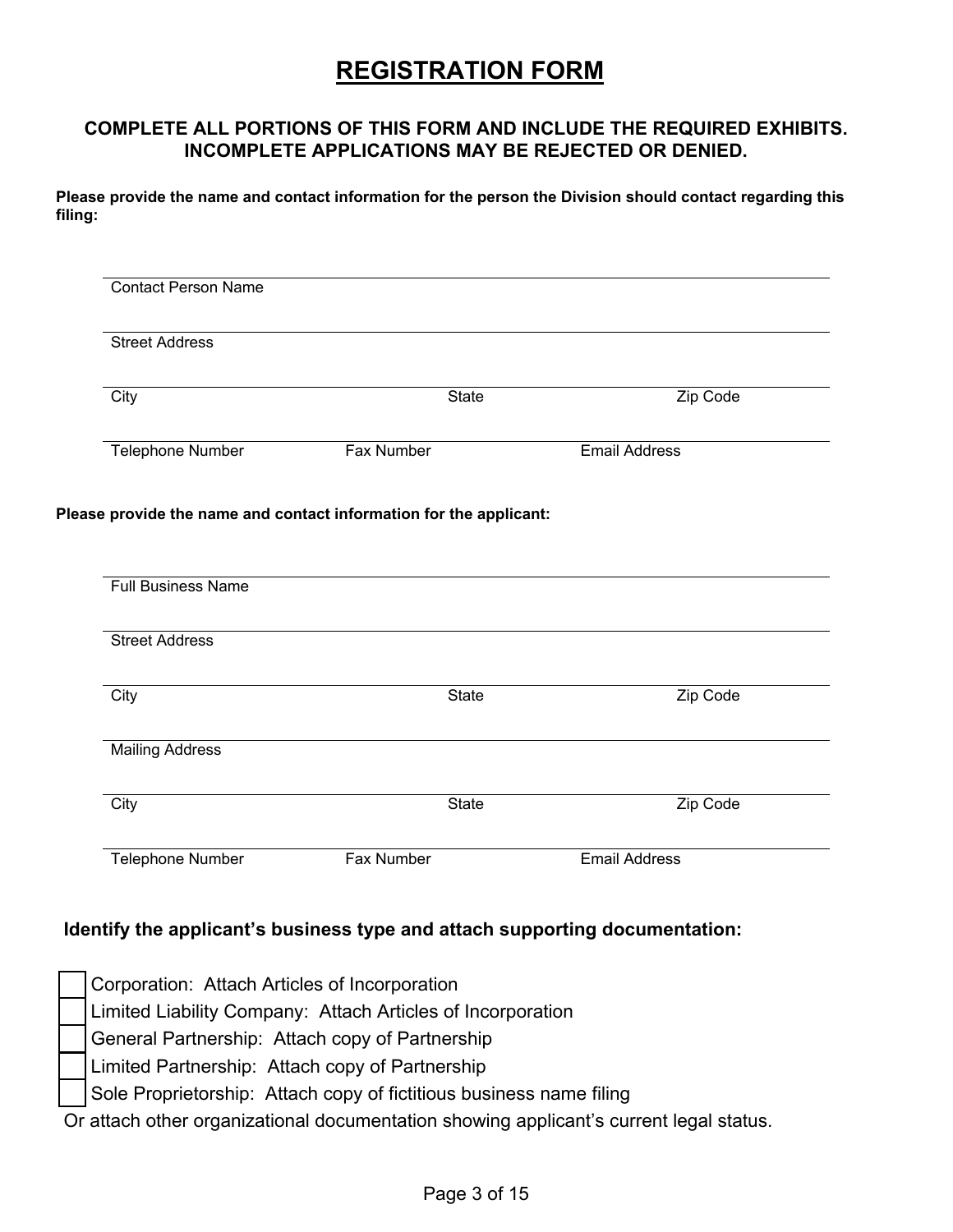# REGISTRATION FORM

**COMPLETE ALL PORTIONS OF THIS FORM AND INCLUDE THE REQUIRED EXHIBITS. INCOMPLETE APPLICATIONS MAY BE REJECTED OR DENIED.**

**Please provide the name and contact information for the person the Division should contact regarding this filing:**

Contact Person Name

Street Address

City | State | Zip Code

Telephone Number | Fax Number | Email Address

**Please provide the name and contact information for the applicant:**

Full Business Name

Street Address

City | State | Zip Code

Mailing Address

City | State | Zip Code

Telephone Number | Fax Number | Email Address

**Identify the applicant's business type and attach supporting documentation:**

- [ ] Corporation: Attach Articles of Incorporation
- [ ] Limited Liability Company: Attach Articles of Incorporation
- [ ] General Partnership: Attach copy of Partnership
- [ ] Limited Partnership: Attach copy of Partnership
- [ ] Sole Proprietorship: Attach copy of fictitious business name filing

Or attach other organizational documentation showing applicant's current legal status.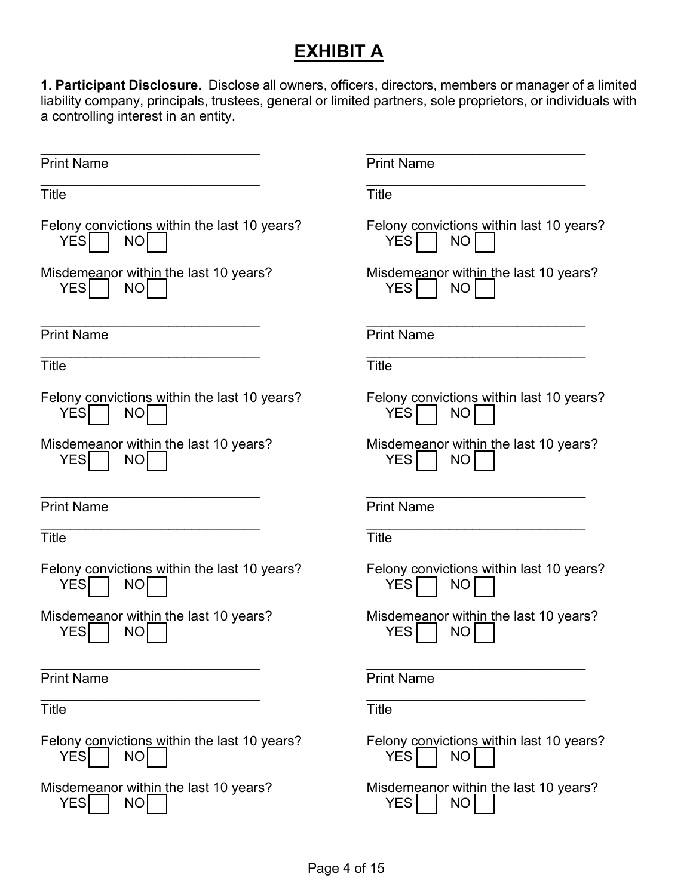# EXHIBIT A

**1. Participant Disclosure.** Disclose all owners, officers, directors, members or manager of a limited liability company, principals, trustees, general or limited partners, sole proprietors, or individuals with a controlling interest in an entity.

______________________________
Print Name

______________________________
Title

Felony convictions within the last 10 years?
YES ☐ NO ☐

Misdemeanor within the last 10 years?
YES ☐ NO ☐

______________________________
Print Name

______________________________
Title

Felony convictions within last 10 years?
YES ☐ NO ☐

Misdemeanor within the last 10 years?
YES ☐ NO ☐

______________________________
Print Name

______________________________
Title

Felony convictions within the last 10 years?
YES ☐ NO ☐

Misdemeanor within the last 10 years?
YES ☐ NO ☐

______________________________
Print Name

______________________________
Title

Felony convictions within last 10 years?
YES ☐ NO ☐

Misdemeanor within the last 10 years?
YES ☐ NO ☐

______________________________
Print Name

______________________________
Title

Felony convictions within the last 10 years?
YES ☐ NO ☐

Misdemeanor within the last 10 years?
YES ☐ NO ☐

______________________________
Print Name

______________________________
Title

Felony convictions within last 10 years?
YES ☐ NO ☐

Misdemeanor within the last 10 years?
YES ☐ NO ☐

______________________________
Print Name

______________________________
Title

Felony convictions within the last 10 years?
YES ☐ NO ☐

Misdemeanor within the last 10 years?
YES ☐ NO ☐

______________________________
Print Name

______________________________
Title

Felony convictions within last 10 years?
YES ☐ NO ☐

Misdemeanor within the last 10 years?
YES ☐ NO ☐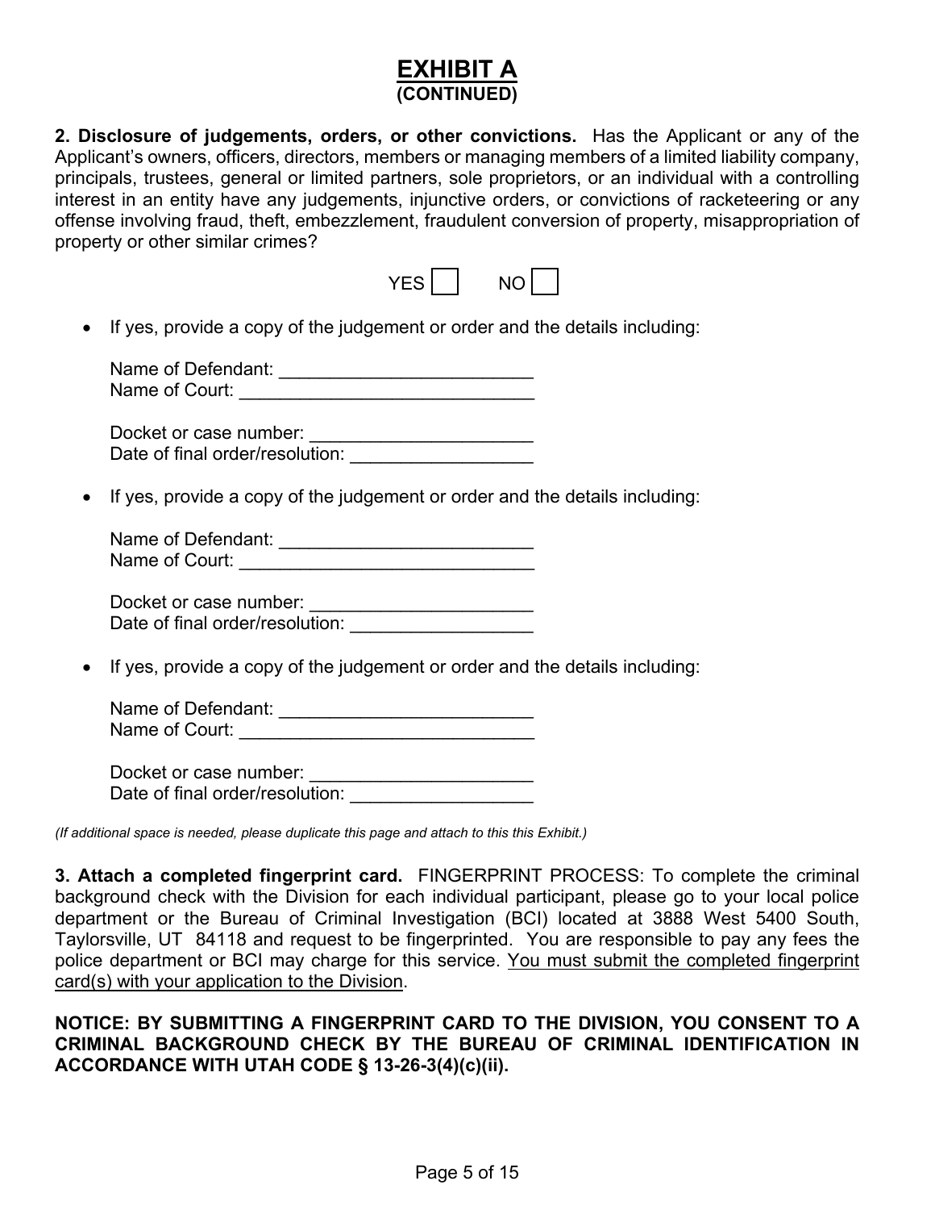# EXHIBIT A
**(CONTINUED)**

**2. Disclosure of judgements, orders, or other convictions.** Has the Applicant or any of the Applicant's owners, officers, directors, members or managing members of a limited liability company, principals, trustees, general or limited partners, sole proprietors, or an individual with a controlling interest in an entity have any judgements, injunctive orders, or convictions of racketeering or any offense involving fraud, theft, embezzlement, fraudulent conversion of property, misappropriation of property or other similar crimes?

YES ☐ NO ☐

- If yes, provide a copy of the judgement or order and the details including:

  Name of Defendant: ________________________
  Name of Court: ____________________________

  Docket or case number: ______________________
  Date of final order/resolution: _________________

- If yes, provide a copy of the judgement or order and the details including:

  Name of Defendant: ________________________
  Name of Court: ____________________________

  Docket or case number: ______________________
  Date of final order/resolution: _________________

- If yes, provide a copy of the judgement or order and the details including:

  Name of Defendant: ________________________
  Name of Court: ____________________________

  Docket or case number: ______________________
  Date of final order/resolution: _________________

*(If additional space is needed, please duplicate this page and attach to this this Exhibit.)*

**3. Attach a completed fingerprint card.** FINGERPRINT PROCESS: To complete the criminal background check with the Division for each individual participant, please go to your local police department or the Bureau of Criminal Investigation (BCI) located at 3888 West 5400 South, Taylorsville, UT 84118 and request to be fingerprinted. You are responsible to pay any fees the police department or BCI may charge for this service. <u>You must submit the completed fingerprint card(s) with your application to the Division</u>.

**NOTICE: BY SUBMITTING A FINGERPRINT CARD TO THE DIVISION, YOU CONSENT TO A CRIMINAL BACKGROUND CHECK BY THE BUREAU OF CRIMINAL IDENTIFICATION IN ACCORDANCE WITH UTAH CODE § 13-26-3(4)(c)(ii).**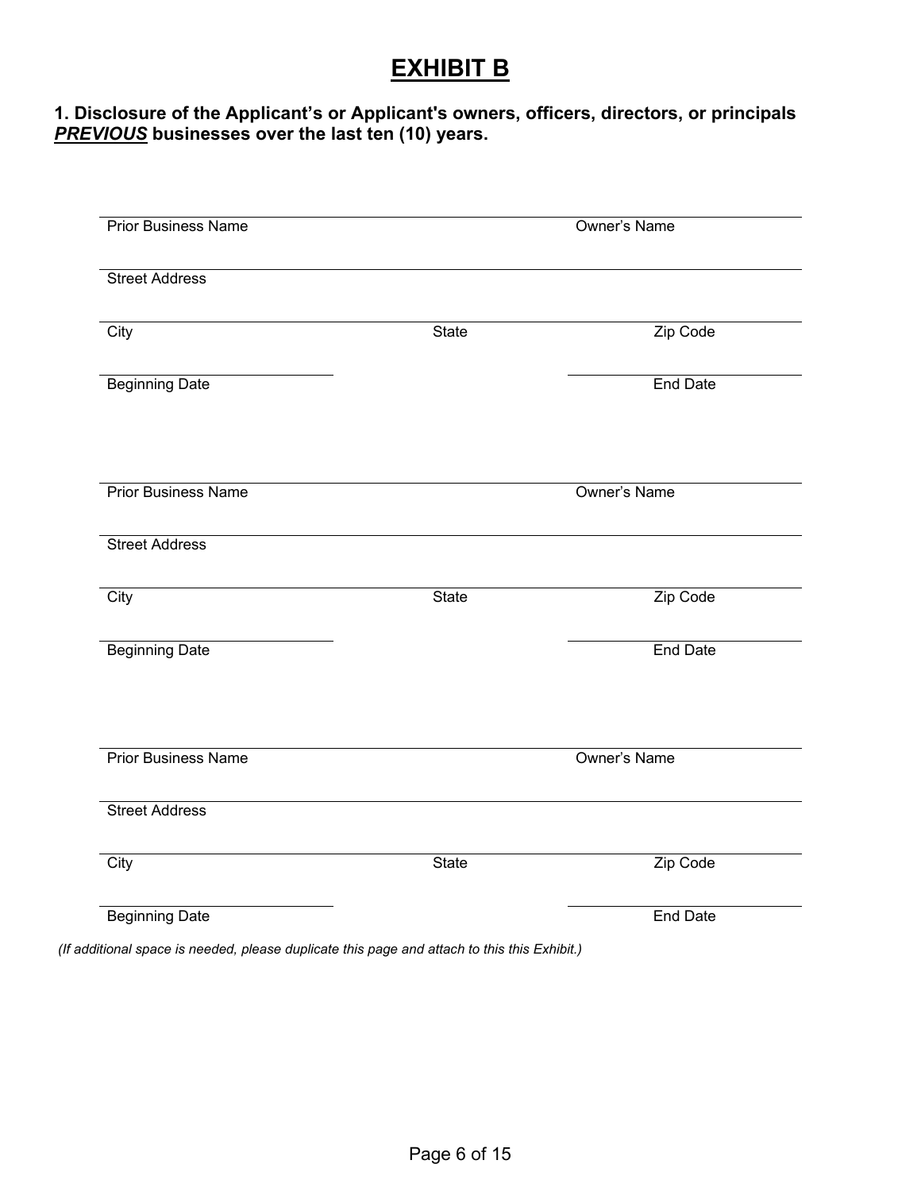# EXHIBIT B

**1. Disclosure of the Applicant's or Applicant's owners, officers, directors, or principals *PREVIOUS* businesses over the last ten (10) years.**

| | | |
|---|---|---|
| Prior Business Name | | Owner's Name |
| Street Address | | |
| City | State | Zip Code |
| Beginning Date | | End Date |

| | | |
|---|---|---|
| Prior Business Name | | Owner's Name |
| Street Address | | |
| City | State | Zip Code |
| Beginning Date | | End Date |

| | | |
|---|---|---|
| Prior Business Name | | Owner's Name |
| Street Address | | |
| City | State | Zip Code |
| Beginning Date | | End Date |

*(If additional space is needed, please duplicate this page and attach to this this Exhibit.)*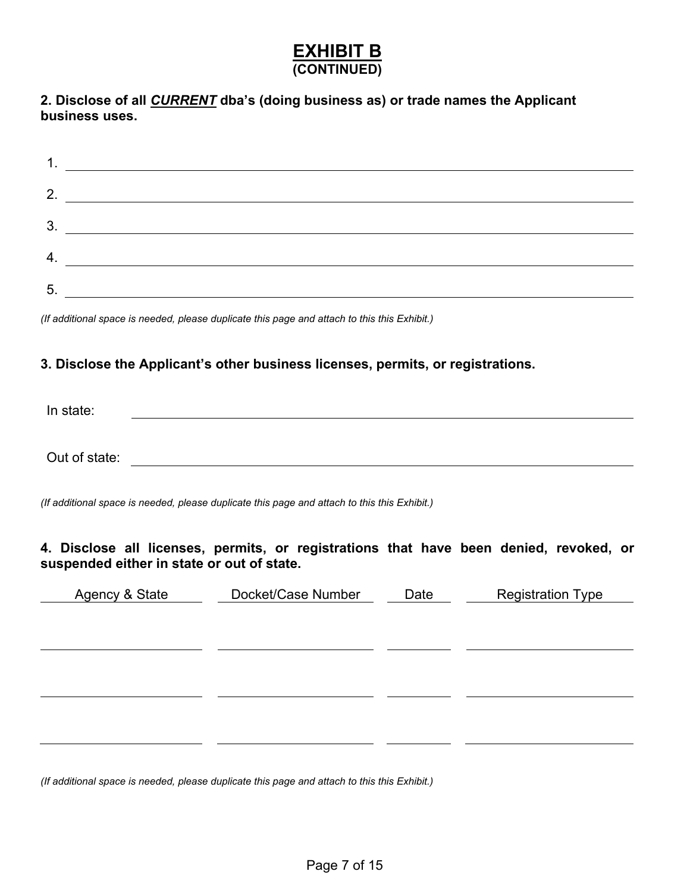# EXHIBIT B
**(CONTINUED)**

**2. Disclose of all _CURRENT_ dba's (doing business as) or trade names the Applicant business uses.**

1. ______________________________
2. ______________________________
3. ______________________________
4. ______________________________
5. ______________________________

*(If additional space is needed, please duplicate this page and attach to this this Exhibit.)*

**3. Disclose the Applicant's other business licenses, permits, or registrations.**

In state: ______________________________

Out of state: ______________________________

*(If additional space is needed, please duplicate this page and attach to this this Exhibit.)*

**4. Disclose all licenses, permits, or registrations that have been denied, revoked, or suspended either in state or out of state.**

| Agency & State | Docket/Case Number | Date | Registration Type |
|---|---|---|---|
| | | | |
| | | | |
| | | | |

*(If additional space is needed, please duplicate this page and attach to this this Exhibit.)*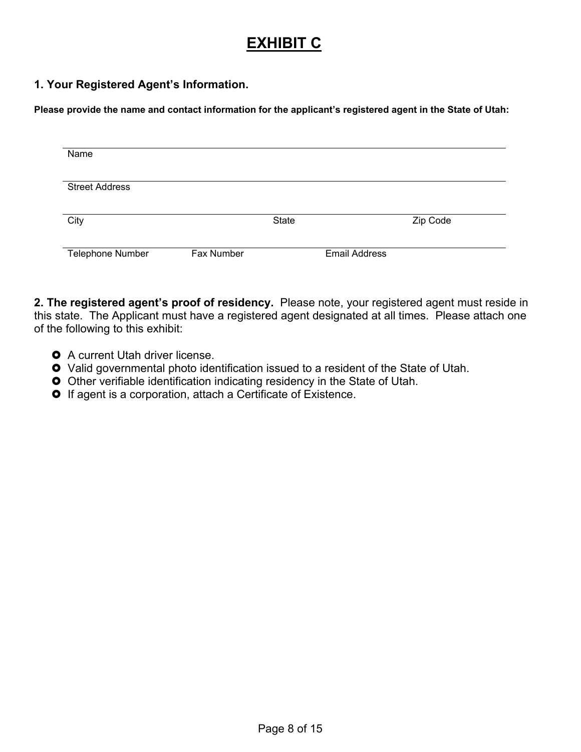# EXHIBIT C

### 1. Your Registered Agent's Information.

**Please provide the name and contact information for the applicant's registered agent in the State of Utah:**

Name

Street Address

City | State | Zip Code

Telephone Number | Fax Number | Email Address

**2. The registered agent's proof of residency.** Please note, your registered agent must reside in this state. The Applicant must have a registered agent designated at all times. Please attach one of the following to this exhibit:

- A current Utah driver license.
- Valid governmental photo identification issued to a resident of the State of Utah.
- Other verifiable identification indicating residency in the State of Utah.
- If agent is a corporation, attach a Certificate of Existence.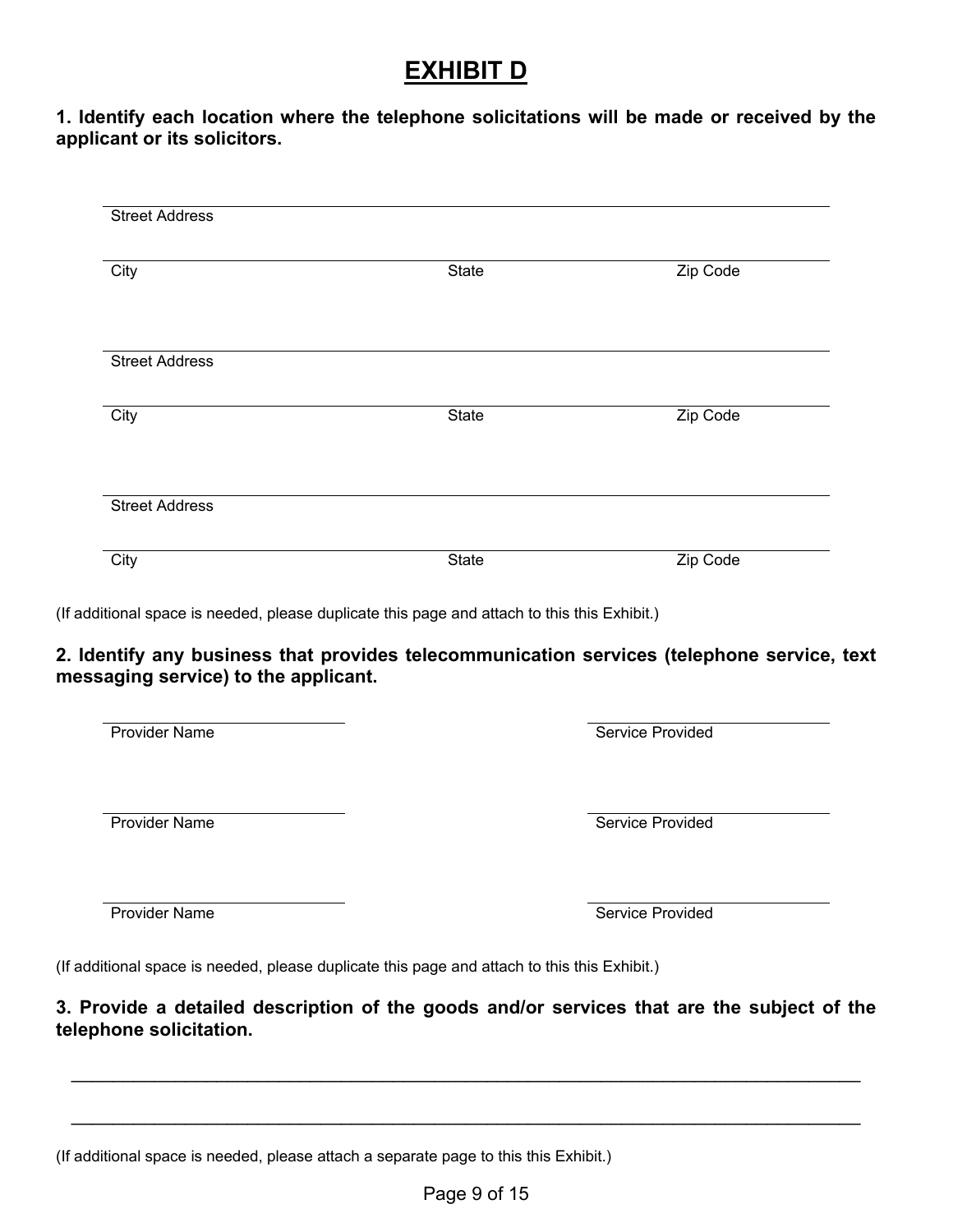# EXHIBIT D

**1. Identify each location where the telephone solicitations will be made or received by the applicant or its solicitors.**

Street Address

City | State | Zip Code

Street Address

City | State | Zip Code

Street Address

City | State | Zip Code

(If additional space is needed, please duplicate this page and attach to this this Exhibit.)

**2. Identify any business that provides telecommunication services (telephone service, text messaging service) to the applicant.**

Provider Name | Service Provided

Provider Name | Service Provided

Provider Name | Service Provided

(If additional space is needed, please duplicate this page and attach to this this Exhibit.)

**3. Provide a detailed description of the goods and/or services that are the subject of the telephone solicitation.**

___________________________________________________________________________

___________________________________________________________________________

(If additional space is needed, please attach a separate page to this this Exhibit.)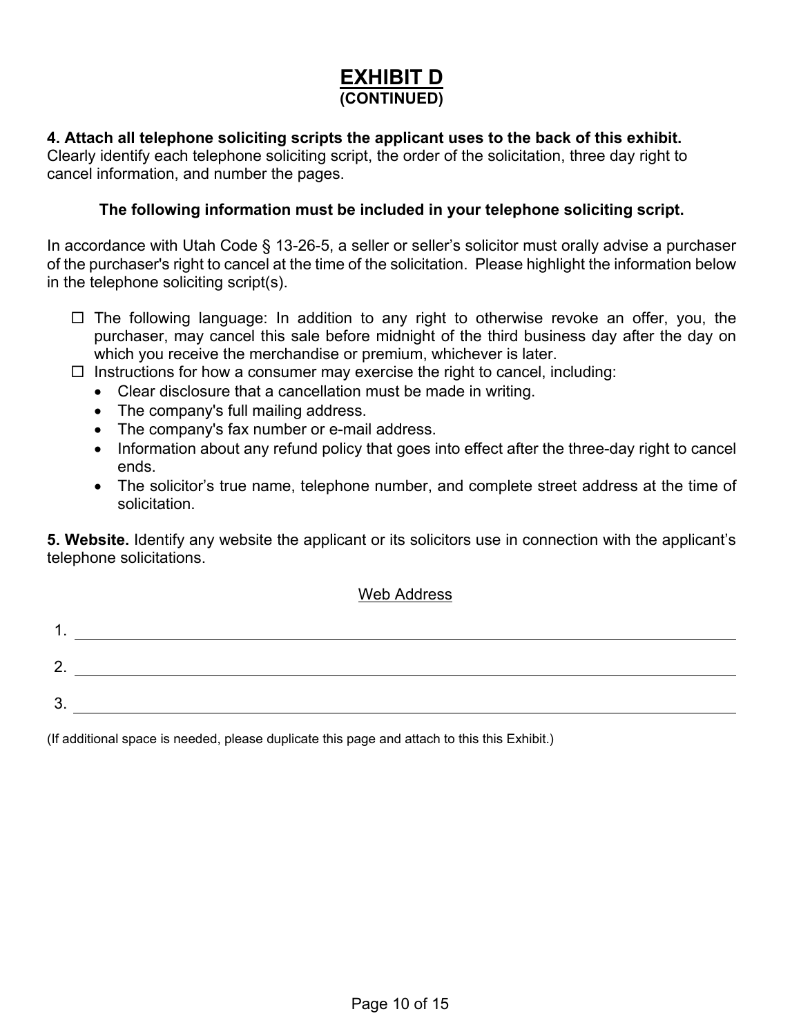# EXHIBIT D
**(CONTINUED)**

**4. Attach all telephone soliciting scripts the applicant uses to the back of this exhibit.** Clearly identify each telephone soliciting script, the order of the solicitation, three day right to cancel information, and number the pages.

**The following information must be included in your telephone soliciting script.**

In accordance with Utah Code § 13-26-5, a seller or seller's solicitor must orally advise a purchaser of the purchaser's right to cancel at the time of the solicitation. Please highlight the information below in the telephone soliciting script(s).

- ☐ The following language: In addition to any right to otherwise revoke an offer, you, the purchaser, may cancel this sale before midnight of the third business day after the day on which you receive the merchandise or premium, whichever is later.
- ☐ Instructions for how a consumer may exercise the right to cancel, including:
  - Clear disclosure that a cancellation must be made in writing.
  - The company's full mailing address.
  - The company's fax number or e-mail address.
  - Information about any refund policy that goes into effect after the three-day right to cancel ends.
  - The solicitor's true name, telephone number, and complete street address at the time of solicitation.

**5. Website.** Identify any website the applicant or its solicitors use in connection with the applicant's telephone solicitations.

Web Address

1. ______________________________

2. ______________________________

3. ______________________________

(If additional space is needed, please duplicate this page and attach to this this Exhibit.)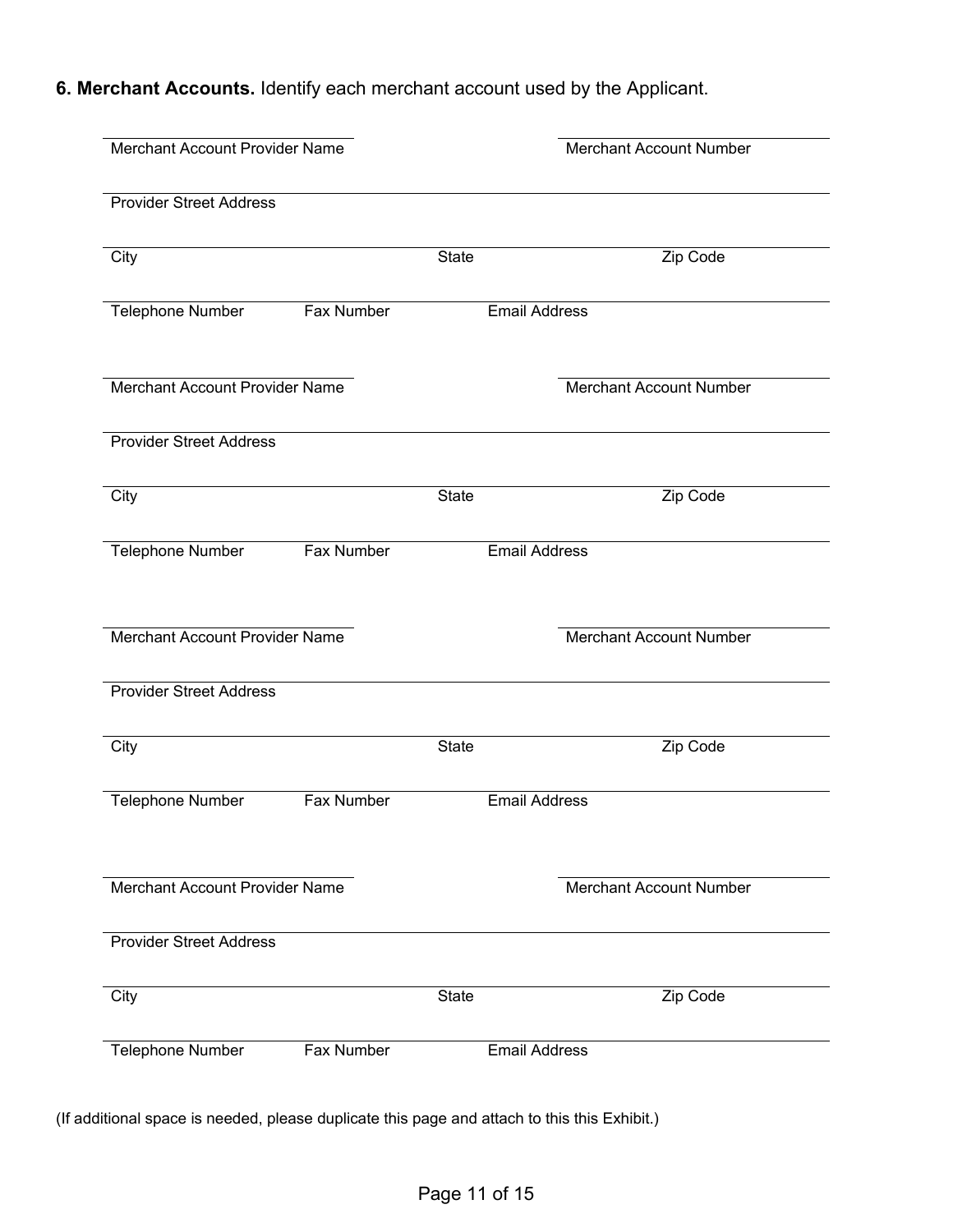**6. Merchant Accounts.** Identify each merchant account used by the Applicant.

| Merchant Account Provider Name | | | Merchant Account Number |
|---|---|---|---|
| Provider Street Address | | | |
| City | | State | Zip Code |
| Telephone Number | Fax Number | Email Address | |

| Merchant Account Provider Name | | | Merchant Account Number |
|---|---|---|---|
| Provider Street Address | | | |
| City | | State | Zip Code |
| Telephone Number | Fax Number | Email Address | |

| Merchant Account Provider Name | | | Merchant Account Number |
|---|---|---|---|
| Provider Street Address | | | |
| City | | State | Zip Code |
| Telephone Number | Fax Number | Email Address | |

| Merchant Account Provider Name | | | Merchant Account Number |
|---|---|---|---|
| Provider Street Address | | | |
| City | | State | Zip Code |
| Telephone Number | Fax Number | Email Address | |

(If additional space is needed, please duplicate this page and attach to this this Exhibit.)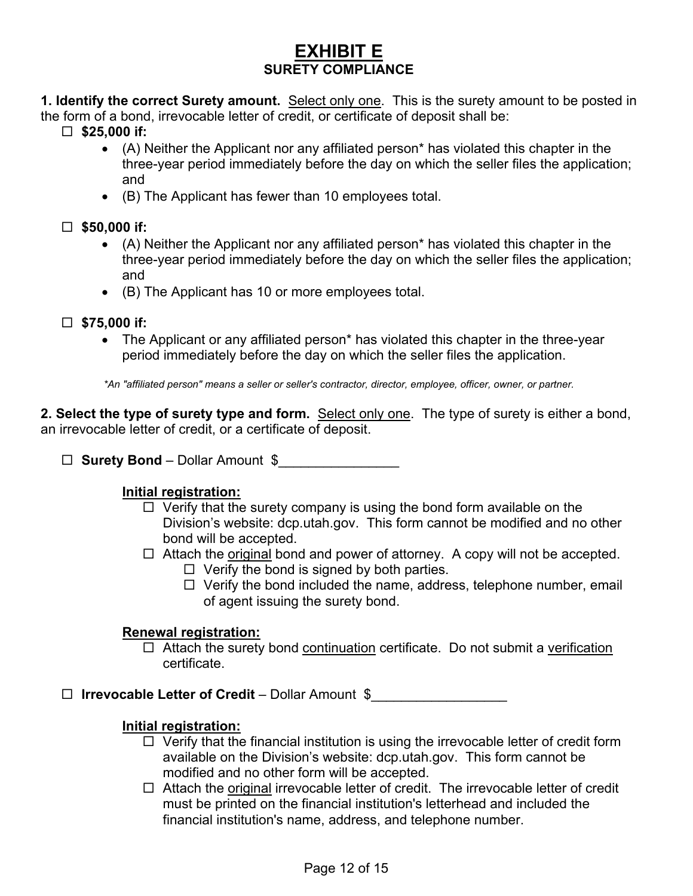# EXHIBIT E
## SURETY COMPLIANCE

**1. Identify the correct Surety amount.** Select only one. This is the surety amount to be posted in the form of a bond, irrevocable letter of credit, or certificate of deposit shall be:

☐ **$25,000 if:**

- (A) Neither the Applicant nor any affiliated person* has violated this chapter in the three-year period immediately before the day on which the seller files the application; and
- (B) The Applicant has fewer than 10 employees total.

☐ **$50,000 if:**

- (A) Neither the Applicant nor any affiliated person* has violated this chapter in the three-year period immediately before the day on which the seller files the application; and
- (B) The Applicant has 10 or more employees total.

☐ **$75,000 if:**

- The Applicant or any affiliated person* has violated this chapter in the three-year period immediately before the day on which the seller files the application.

*\*An "affiliated person" means a seller or seller's contractor, director, employee, officer, owner, or partner.*

**2. Select the type of surety type and form.** Select only one. The type of surety is either a bond, an irrevocable letter of credit, or a certificate of deposit.

☐ **Surety Bond** – Dollar Amount $________________

**Initial registration:**

- ☐ Verify that the surety company is using the bond form available on the Division's website: dcp.utah.gov. This form cannot be modified and no other bond will be accepted.
- ☐ Attach the original bond and power of attorney. A copy will not be accepted.
  - ☐ Verify the bond is signed by both parties.
  - ☐ Verify the bond included the name, address, telephone number, email of agent issuing the surety bond.

**Renewal registration:**

- ☐ Attach the surety bond continuation certificate. Do not submit a verification certificate.

☐ **Irrevocable Letter of Credit** – Dollar Amount $__________________

**Initial registration:**

- ☐ Verify that the financial institution is using the irrevocable letter of credit form available on the Division's website: dcp.utah.gov. This form cannot be modified and no other form will be accepted.
- ☐ Attach the original irrevocable letter of credit. The irrevocable letter of credit must be printed on the financial institution's letterhead and included the financial institution's name, address, and telephone number.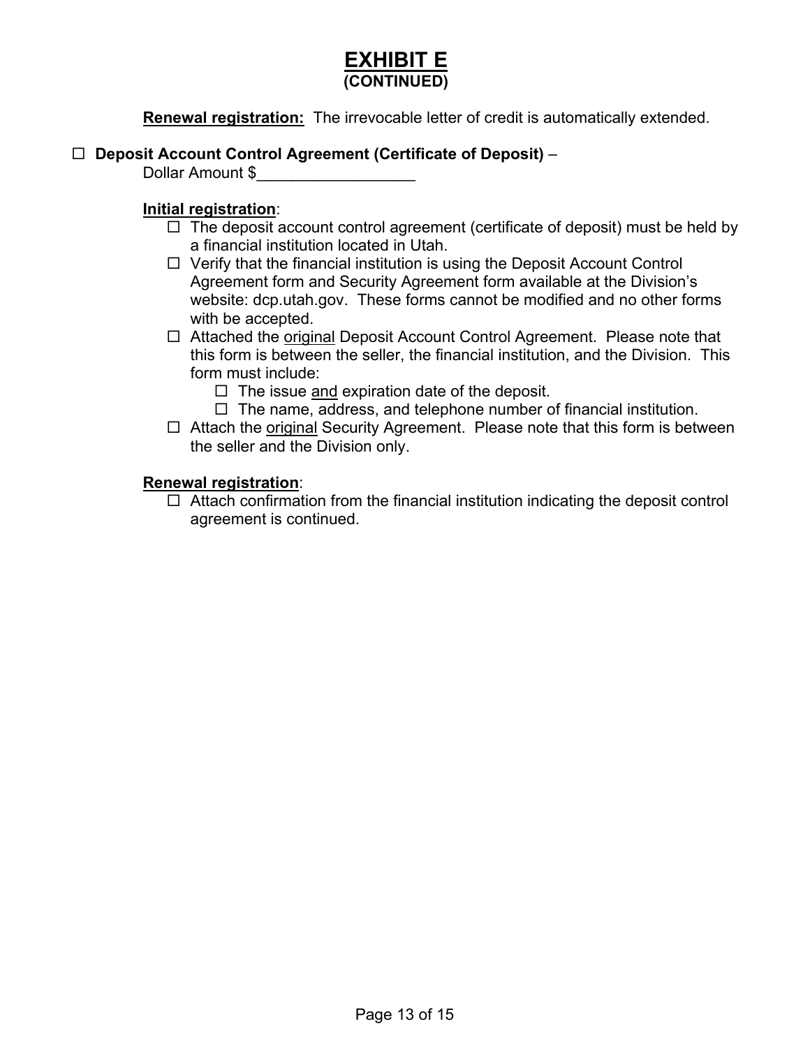# EXHIBIT E
**(CONTINUED)**

**Renewal registration:** The irrevocable letter of credit is automatically extended.

☐ **Deposit Account Control Agreement (Certificate of Deposit)** –
Dollar Amount $__________________

**Initial registration**:

- ☐ The deposit account control agreement (certificate of deposit) must be held by a financial institution located in Utah.
- ☐ Verify that the financial institution is using the Deposit Account Control Agreement form and Security Agreement form available at the Division's website: dcp.utah.gov. These forms cannot be modified and no other forms with be accepted.
- ☐ Attached the original Deposit Account Control Agreement. Please note that this form is between the seller, the financial institution, and the Division. This form must include:
  - ☐ The issue and expiration date of the deposit.
  - ☐ The name, address, and telephone number of financial institution.
- ☐ Attach the original Security Agreement. Please note that this form is between the seller and the Division only.

**Renewal registration**:

- ☐ Attach confirmation from the financial institution indicating the deposit control agreement is continued.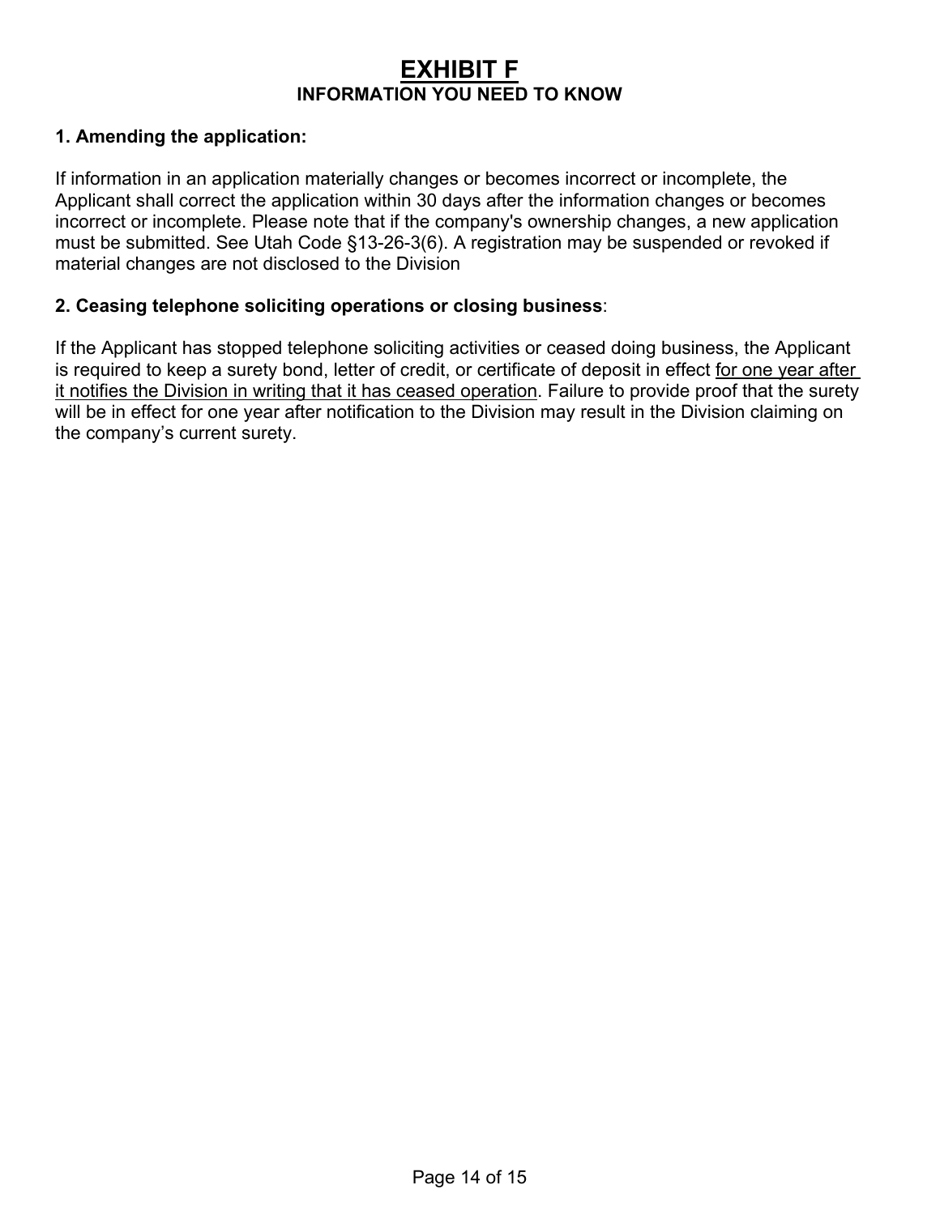# EXHIBIT F

## INFORMATION YOU NEED TO KNOW

**1. Amending the application:**

If information in an application materially changes or becomes incorrect or incomplete, the Applicant shall correct the application within 30 days after the information changes or becomes incorrect or incomplete. Please note that if the company's ownership changes, a new application must be submitted. See Utah Code §13-26-3(6). A registration may be suspended or revoked if material changes are not disclosed to the Division

**2. Ceasing telephone soliciting operations or closing business**:

If the Applicant has stopped telephone soliciting activities or ceased doing business, the Applicant is required to keep a surety bond, letter of credit, or certificate of deposit in effect for one year after it notifies the Division in writing that it has ceased operation. Failure to provide proof that the surety will be in effect for one year after notification to the Division may result in the Division claiming on the company's current surety.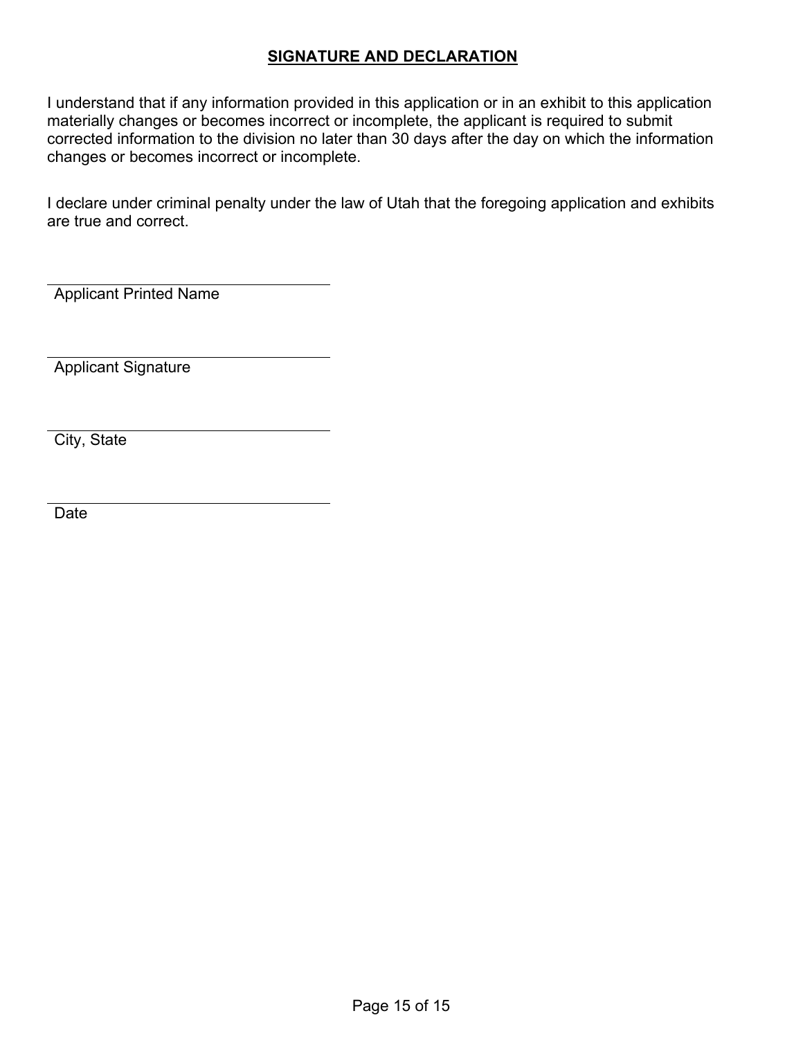## **SIGNATURE AND DECLARATION**

I understand that if any information provided in this application or in an exhibit to this application materially changes or becomes incorrect or incomplete, the applicant is required to submit corrected information to the division no later than 30 days after the day on which the information changes or becomes incorrect or incomplete.

I declare under criminal penalty under the law of Utah that the foregoing application and exhibits are true and correct.

\_\_\_\_\_\_\_\_\_\_\_\_\_\_\_\_\_\_\_\_\_\_\_\_\_\_\_\_\_\_\_\_\_\_\_\_

Applicant Printed Name

\_\_\_\_\_\_\_\_\_\_\_\_\_\_\_\_\_\_\_\_\_\_\_\_\_\_\_\_\_\_\_\_\_\_\_\_

Applicant Signature

\_\_\_\_\_\_\_\_\_\_\_\_\_\_\_\_\_\_\_\_\_\_\_\_\_\_\_\_\_\_\_\_\_\_\_\_

City, State

\_\_\_\_\_\_\_\_\_\_\_\_\_\_\_\_\_\_\_\_\_\_\_\_\_\_\_\_\_\_\_\_\_\_\_\_

Date